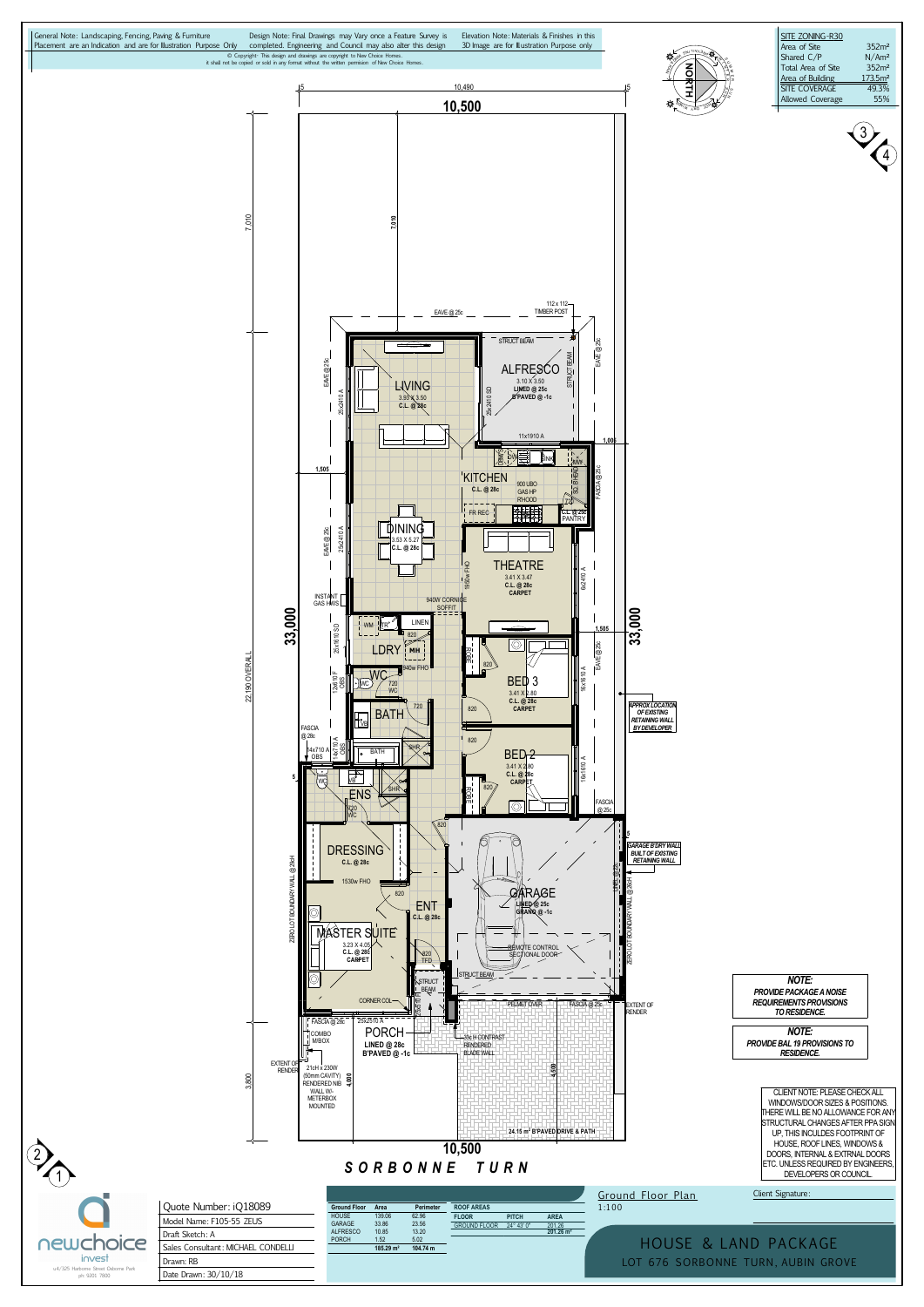General Note: Landscaping, Fencing, Paving & Furniture Placement are an Indication and are for Illustration Purpose Only

Design Note: Final Drawings may Vary once a Feature Survey is completed. Engineering and Council may also alter this design

Elevation Note: Materials & Finishes in this 3D Image are for Illustration Purpose only

© Copyright: This design and drawings are copyright to New Choice Homes. it shall not be copied or sold in any format without the written permission of New Choice Homes.

| SITE ZONING-R30 | |
|---|---|
| Area of Site | 352m² |
| Shared C/P | N/Am² |
| Total Area of Site | 352m² |
| Area of Building | 173.5m² |
| SITE COVERAGE | 49.3% |
| Allowed Coverage | 55% |

LIVING 3.93 X 3.50 C.L. @ 28c

ALFRESCO 3.10 X 3.50 LINED @ 25c B'PAVED @ -1c

KITCHEN C.L. @ 28c — 900 UBO GAS HP R'HOOD — PANTRY C.L. @ 25c

DINING 3.53 X 5.27 C.L. @ 28c

THEATRE 3.41 X 3.47 C.L. @ 28c CARPET

LDRY — WC — BATH — LINEN

BED 3 3.41 X 2.80 C.L. @ 28c CARPET

BED 2 3.41 X 2.80 C.L. @ 28c CARPET

ENS — DRESSING C.L. @ 28c

MASTER SUITE 3.23 X 4.05 C.L. @ 28c CARPET

ENT C.L. @ 28c

GARAGE LINED @ 25c GRANO @ -1c — REMOTE CONTROL SECTIONAL DOOR

PORCH LINED @ 28c B'PAVED @ -1c

24.15 m² B'PAVED DRIVE & PATH

APPROX LOCATION OF EXISTING RETAINING WALL BY DEVELOPER

GARAGE B'DRY WALL BUILT OF EXISTING RETAINING WALL

**NOTE:** PROVIDE PACKAGE A NOISE REQUIREMENTS PROVISIONS TO RESIDENCE.

**NOTE:** PROVIDE BAL 19 PROVISIONS TO RESIDENCE.

CLIENT NOTE: PLEASE CHECK ALL WINDOWS/DOOR SIZES & POSITIONS. THERE WILL BE NO ALLOWANCE FOR ANY STRUCTURAL CHANGES AFTER PPA SIGN UP. THIS INCULDES FOOTPRINT OF HOUSE, ROOF LINES, WINDOWS & DOORS, INTERNAL & EXTRNAL DOORS ETC. UNLESS REQUIRED BY ENGINEERS, DEVELOPERS OR COUNCIL.

10,500 — 33,000 — SORBONNE TURN

newchoice invest — u4/325 Harborne Street Osborne Park ph 9201 7800

Quote Number: iQ18089
Model Name: F105-55 ZEUS
Draft Sketch: A
Sales Consultant: MICHAEL CONDELLI
Drawn: RB
Date Drawn: 30/10/18

| Ground Floor | Area | Perimeter |
|---|---|---|
| HOUSE | 139.06 | 62.96 |
| GARAGE | 33.86 | 23.56 |
| ALFRESCO | 10.85 | 13.20 |
| PORCH | 1.52 | 5.02 |
| | 185.29 m² | 104.74 m |

| ROOF AREAS | | |
|---|---|---|
| FLOOR | PITCH | AREA |
| GROUND FLOOR | 24° 43' 0" | 201.26 |
| | | 201.26 m² |

Ground Floor Plan 1:100

Client Signature:

# HOUSE & LAND PACKAGE

LOT 676 SORBONNE TURN, AUBIN GROVE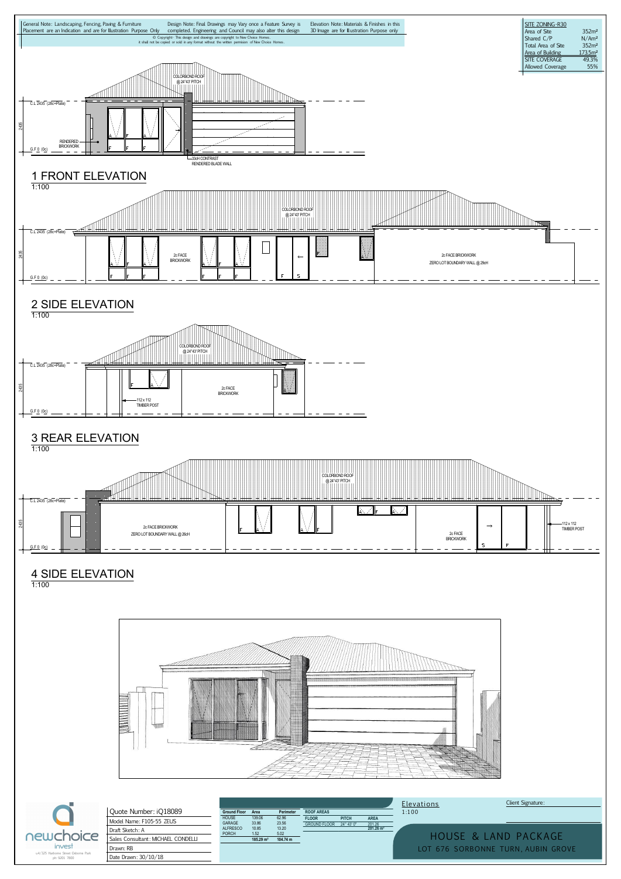General Note: Landscaping, Fencing, Paving & Furniture Placement are an Indication and are for Illustration Purpose Only

Design Note: Final Drawings may Vary once a Feature Survey is completed. Engineering and Council may also alter this design

Elevation Note: Materials & Finishes in this 3D Image are for Illustration Purpose only

© Copyright- This design and drawings are copyright to New Choice Homes. it shall not be copied or sold in any format without the written permission of New Choice Homes.

| SITE ZONING-R30 | |
|---|---|
| Area of Site | 352m² |
| Shared C/P | N/Am² |
| Total Area of Site | 352m² |
| Area of Building | 173.5m² |
| SITE COVERAGE | 49.3% |
| Allowed Coverage | 55% |

COLORBOND ROOF @ 24°43' PITCH

C.L 2435 (28c+Plate)

2435

RENDERED BRICKWORK

G.F.0 (0c)

33cH CONTRAST RENDERED BLADE WALL

## 1 FRONT ELEVATION

1:100

COLORBOND ROOF @ 24°43' PITCH

C.L 2435 (28c+Plate)

2c FACE BRICKWORK

2c FACE BRICKWORK ZERO LOT BOUNDARY WALL @ 29cH

G.F.0 (0c)

## 2 SIDE ELEVATION

1:100

COLORBOND ROOF @ 24°43' PITCH

C.L 2435 (28c+Plate)

2c FACE BRICKWORK

112 x 112 TIMBER POST

G.F.0 (0c)

## 3 REAR ELEVATION

1:100

COLORBOND ROOF @ 24°43' PITCH

C.L 2435 (28c+Plate)

2c FACE BRICKWORK ZERO LOT BOUNDARY WALL @ 28cH

2c FACE BRICKWORK

112 x 112 TIMBER POST

G.F.0 (0c)

## 4 SIDE ELEVATION

1:100

newchoice invest

u4/325 Hartsome Street Osborne Park ph: 9201 7800

Quote Number: iQ18089

Model Name: F105-55 ZEUS

Draft Sketch: A

Sales Consultant: MICHAEL CONDELLI

Drawn: RB

Date Drawn: 30/10/18

| Ground Floor | Area | Perimeter |
|---|---|---|
| HOUSE | 139.06 | 62.96 |
| GARAGE | 33.86 | 23.56 |
| ALFRESCO | 10.85 | 13.20 |
| PORCH | 1.52 | 5.02 |
| | 185.29 m² | 104.74 m |

ROOF AREAS

| FLOOR | PITCH | AREA |
|---|---|---|
| GROUND FLOOR | 24° 43' 0" | 201.26 |
| | | 201.26 m² |

Elevations

1:100

Client Signature:

HOUSE & LAND PACKAGE

LOT 676 SORBONNE TURN, AUBIN GROVE